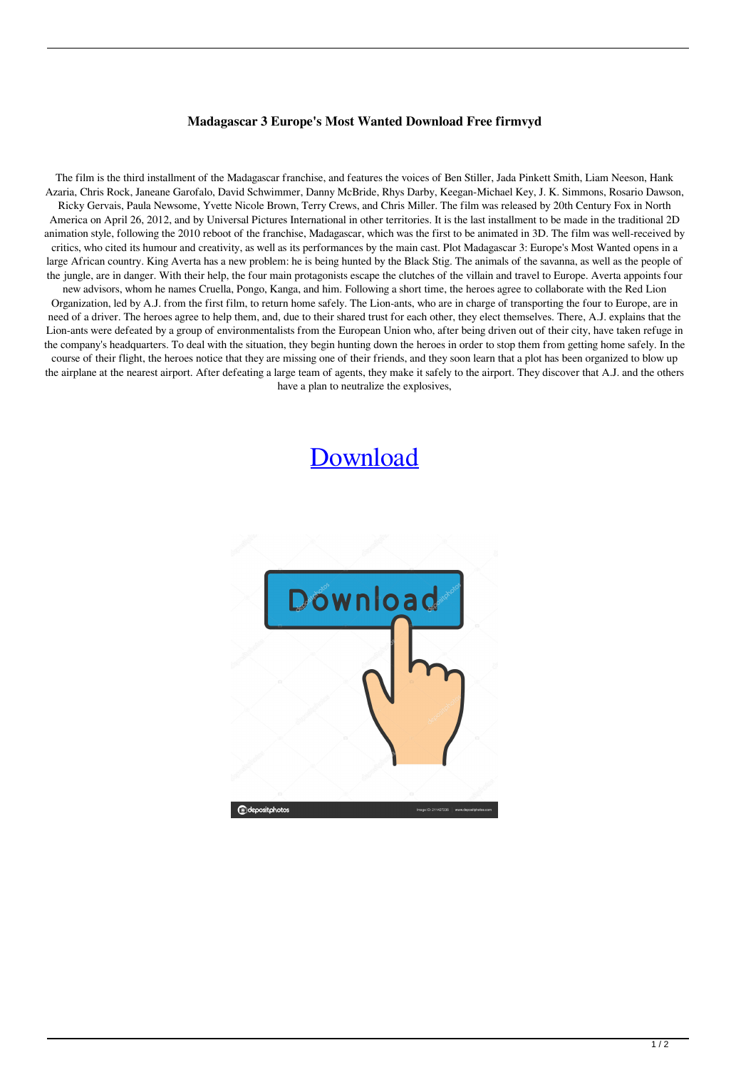**Madagascar 3 Europe's Most Wanted Download Free firmvyd**

The film is the third installment of the Madagascar franchise, and features the voices of Ben Stiller, Jada Pinkett Smith, Liam Neeson, Hank Azaria, Chris Rock, Janeane Garofalo, David Schwimmer, Danny McBride, Rhys Darby, Keegan-Michael Key, J. K. Simmons, Rosario Dawson, Ricky Gervais, Paula Newsome, Yvette Nicole Brown, Terry Crews, and Chris Miller. The film was released by 20th Century Fox in North America on April 26, 2012, and by Universal Pictures International in other territories. It is the last installment to be made in the traditional 2D animation style, following the 2010 reboot of the franchise, Madagascar, which was the first to be animated in 3D. The film was well-received by critics, who cited its humour and creativity, as well as its performances by the main cast. Plot Madagascar 3: Europe's Most Wanted opens in a large African country. King Averta has a new problem: he is being hunted by the Black Stig. The animals of the savanna, as well as the people of the jungle, are in danger. With their help, the four main protagonists escape the clutches of the villain and travel to Europe. Averta appoints four new advisors, whom he names Cruella, Pongo, Kanga, and him. Following a short time, the heroes agree to collaborate with the Red Lion Organization, led by A.J. from the first film, to return home safely. The Lion-ants, who are in charge of transporting the four to Europe, are in need of a driver. The heroes agree to help them, and, due to their shared trust for each other, they elect themselves. There, A.J. explains that the Lion-ants were defeated by a group of environmentalists from the European Union who, after being driven out of their city, have taken refuge in the company's headquarters. To deal with the situation, they begin hunting down the heroes in order to stop them from getting home safely. In the course of their flight, the heroes notice that they are missing one of their friends, and they soon learn that a plot has been organized to blow up the airplane at the nearest airport. After defeating a large team of agents, they make it safely to the airport. They discover that A.J. and the others have a plan to neutralize the explosives,

Download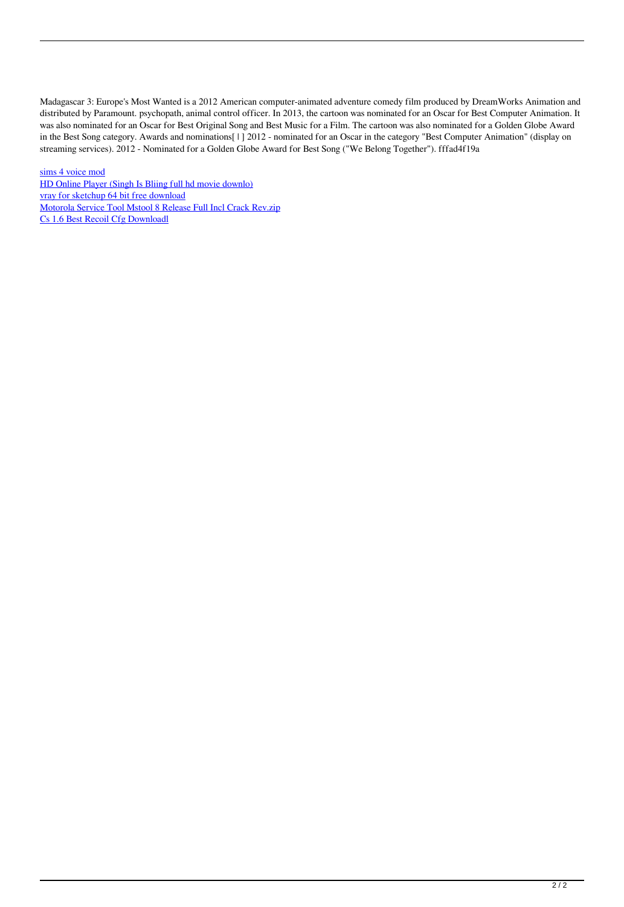Madagascar 3: Europe's Most Wanted is a 2012 American computer-animated adventure comedy film produced by DreamWorks Animation and distributed by Paramount. psychopath, animal control officer. In 2013, the cartoon was nominated for an Oscar for Best Computer Animation. It was also nominated for an Oscar for Best Original Song and Best Music for a Film. The cartoon was also nominated for a Golden Globe Award in the Best Song category. Awards and nominations[ | ] 2012 - nominated for an Oscar in the category "Best Computer Animation" (display on streaming services). 2012 - Nominated for a Golden Globe Award for Best Song ("We Belong Together"). fffad4f19a

sims 4 voice mod
HD Online Player (Singh Is Bliing full hd movie downlo)
vray for sketchup 64 bit free download
Motorola Service Tool Mstool 8 Release Full Incl Crack Rev.zip
Cs 1.6 Best Recoil Cfg Downloadl